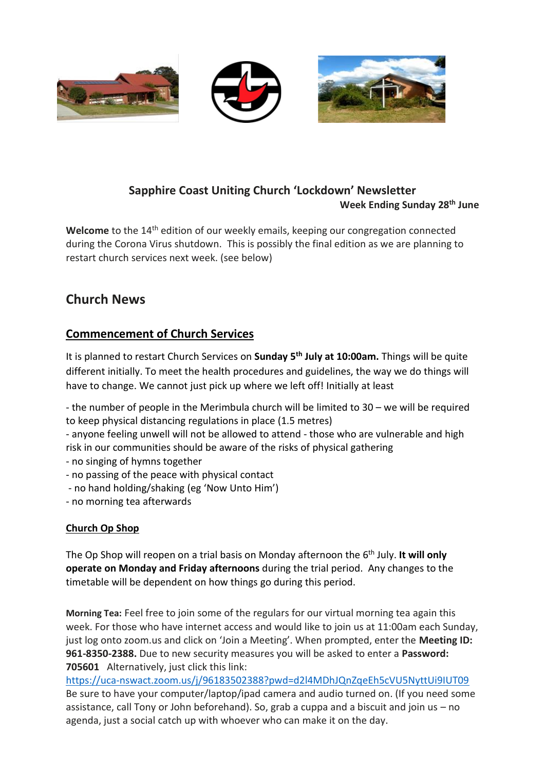# Sapphire Coast Uniting Church 'Lockdown' Newsletter

**Week Ending Sunday 28th June**

**Welcome** to the 14th edition of our weekly emails, keeping our congregation connected during the Corona Virus shutdown. This is possibly the final edition as we are planning to restart church services next week. (see below)

## Church News

### Commencement of Church Services

It is planned to restart Church Services on **Sunday 5th July at 10:00am.** Things will be quite different initially. To meet the health procedures and guidelines, the way we do things will have to change. We cannot just pick up where we left off! Initially at least

- the number of people in the Merimbula church will be limited to 30 – we will be required to keep physical distancing regulations in place (1.5 metres)
- anyone feeling unwell will not be allowed to attend - those who are vulnerable and high risk in our communities should be aware of the risks of physical gathering
- no singing of hymns together
- no passing of the peace with physical contact
- no hand holding/shaking (eg 'Now Unto Him')
- no morning tea afterwards

#### Church Op Shop

The Op Shop will reopen on a trial basis on Monday afternoon the 6th July. **It will only operate on Monday and Friday afternoons** during the trial period. Any changes to the timetable will be dependent on how things go during this period.

**Morning Tea:** Feel free to join some of the regulars for our virtual morning tea again this week. For those who have internet access and would like to join us at 11:00am each Sunday, just log onto zoom.us and click on 'Join a Meeting'. When prompted, enter the **Meeting ID: 961-8350-2388.** Due to new security measures you will be asked to enter a **Password: 705601** Alternatively, just click this link: https://uca-nswact.zoom.us/j/96183502388?pwd=d2l4MDhJQnZqeEh5cVU5NyttUi9IUT09 Be sure to have your computer/laptop/ipad camera and audio turned on. (If you need some assistance, call Tony or John beforehand). So, grab a cuppa and a biscuit and join us – no agenda, just a social catch up with whoever who can make it on the day.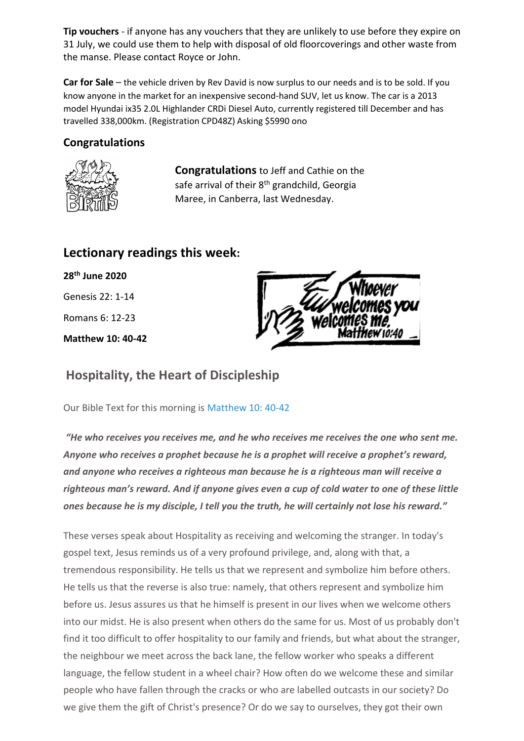**Tip vouchers** - if anyone has any vouchers that they are unlikely to use before they expire on 31 July, we could use them to help with disposal of old floorcoverings and other waste from the manse. Please contact Royce or John.

**Car for Sale** – the vehicle driven by Rev David is now surplus to our needs and is to be sold. If you know anyone in the market for an inexpensive second-hand SUV, let us know. The car is a 2013 model Hyundai ix35 2.0L Highlander CRDi Diesel Auto, currently registered till December and has travelled 338,000km. (Registration CPD48Z) Asking $5990 ono

### Congratulations

**Congratulations** to Jeff and Cathie on the safe arrival of their 8th grandchild, Georgia Maree, in Canberra, last Wednesday.

## Lectionary readings this week:

**28th June 2020**

Genesis 22: 1-14

Romans 6: 12-23

**Matthew 10: 40-42**

## Hospitality, the Heart of Discipleship

Our Bible Text for this morning is Matthew 10: 40-42

***"He who receives you receives me, and he who receives me receives the one who sent me. Anyone who receives a prophet because he is a prophet will receive a prophet's reward, and anyone who receives a righteous man because he is a righteous man will receive a righteous man's reward. And if anyone gives even a cup of cold water to one of these little ones because he is my disciple, I tell you the truth, he will certainly not lose his reward."***

These verses speak about Hospitality as receiving and welcoming the stranger. In today's gospel text, Jesus reminds us of a very profound privilege, and, along with that, a tremendous responsibility. He tells us that we represent and symbolize him before others. He tells us that the reverse is also true: namely, that others represent and symbolize him before us. Jesus assures us that he himself is present in our lives when we welcome others into our midst. He is also present when others do the same for us. Most of us probably don't find it too difficult to offer hospitality to our family and friends, but what about the stranger, the neighbour we meet across the back lane, the fellow worker who speaks a different language, the fellow student in a wheel chair? How often do we welcome these and similar people who have fallen through the cracks or who are labelled outcasts in our society? Do we give them the gift of Christ's presence? Or do we say to ourselves, they got their own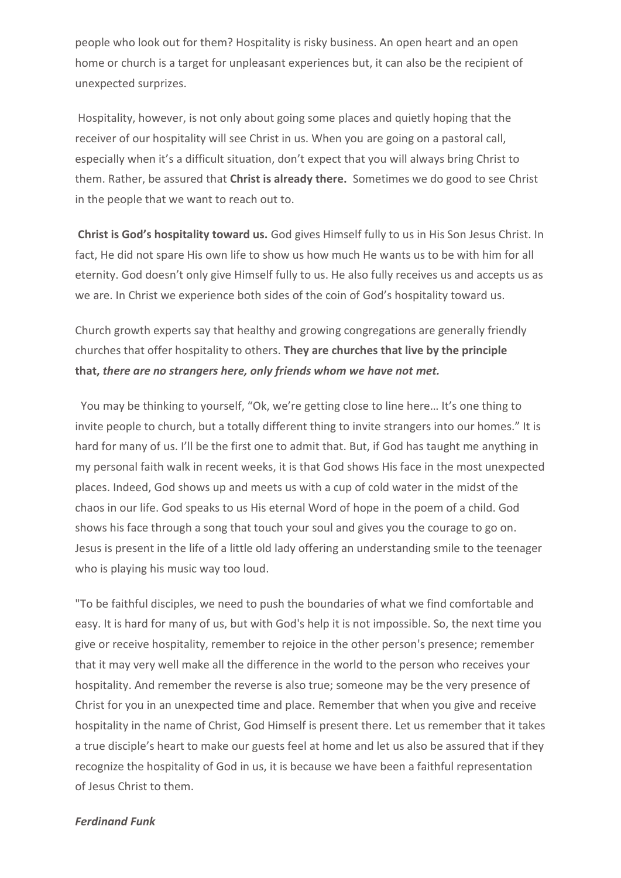people who look out for them? Hospitality is risky business. An open heart and an open home or church is a target for unpleasant experiences but, it can also be the recipient of unexpected surprizes.

Hospitality, however, is not only about going some places and quietly hoping that the receiver of our hospitality will see Christ in us. When you are going on a pastoral call, especially when it's a difficult situation, don't expect that you will always bring Christ to them. Rather, be assured that **Christ is already there.** Sometimes we do good to see Christ in the people that we want to reach out to.

**Christ is God's hospitality toward us.** God gives Himself fully to us in His Son Jesus Christ. In fact, He did not spare His own life to show us how much He wants us to be with him for all eternity. God doesn't only give Himself fully to us. He also fully receives us and accepts us as we are. In Christ we experience both sides of the coin of God's hospitality toward us.

Church growth experts say that healthy and growing congregations are generally friendly churches that offer hospitality to others. **They are churches that live by the principle that, *there are no strangers here, only friends whom we have not met.***

You may be thinking to yourself, "Ok, we're getting close to line here… It's one thing to invite people to church, but a totally different thing to invite strangers into our homes." It is hard for many of us. I'll be the first one to admit that. But, if God has taught me anything in my personal faith walk in recent weeks, it is that God shows His face in the most unexpected places. Indeed, God shows up and meets us with a cup of cold water in the midst of the chaos in our life. God speaks to us His eternal Word of hope in the poem of a child. God shows his face through a song that touch your soul and gives you the courage to go on. Jesus is present in the life of a little old lady offering an understanding smile to the teenager who is playing his music way too loud.

"To be faithful disciples, we need to push the boundaries of what we find comfortable and easy. It is hard for many of us, but with God's help it is not impossible. So, the next time you give or receive hospitality, remember to rejoice in the other person's presence; remember that it may very well make all the difference in the world to the person who receives your hospitality. And remember the reverse is also true; someone may be the very presence of Christ for you in an unexpected time and place. Remember that when you give and receive hospitality in the name of Christ, God Himself is present there. Let us remember that it takes a true disciple's heart to make our guests feel at home and let us also be assured that if they recognize the hospitality of God in us, it is because we have been a faithful representation of Jesus Christ to them.

***Ferdinand Funk***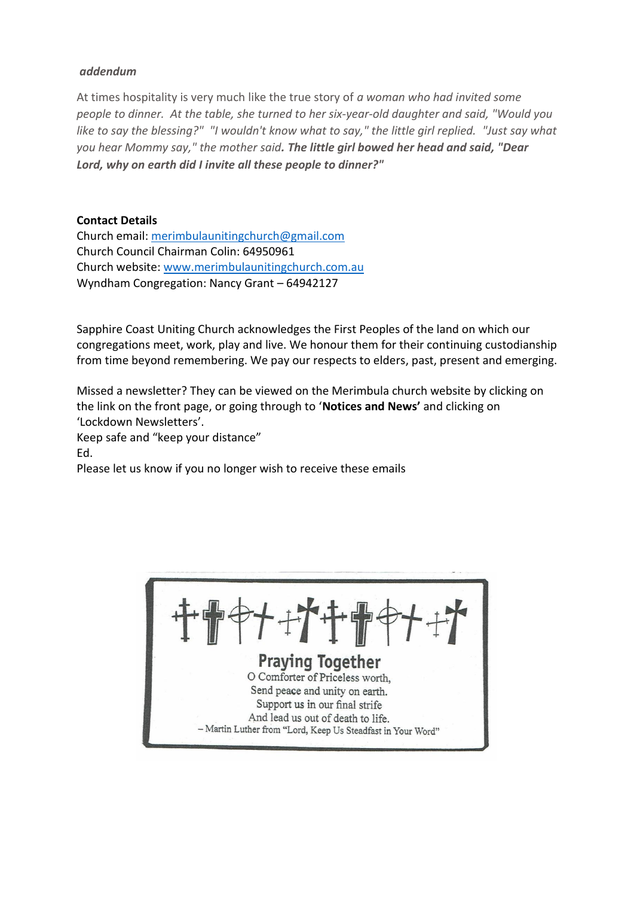***addendum***

At times hospitality is very much like the true story of *a woman who had invited some people to dinner. At the table, she turned to her six-year-old daughter and said, "Would you like to say the blessing?" "I wouldn't know what to say," the little girl replied. "Just say what you hear Mommy say," the mother said****. The little girl bowed her head and said, "Dear Lord, why on earth did I invite all these people to dinner?"***

**Contact Details**
Church email: merimbulaunitingchurch@gmail.com
Church Council Chairman Colin: 64950961
Church website: www.merimbulaunitingchurch.com.au
Wyndham Congregation: Nancy Grant – 64942127

Sapphire Coast Uniting Church acknowledges the First Peoples of the land on which our congregations meet, work, play and live. We honour them for their continuing custodianship from time beyond remembering. We pay our respects to elders, past, present and emerging.

Missed a newsletter? They can be viewed on the Merimbula church website by clicking on the link on the front page, or going through to '**Notices and News'** and clicking on 'Lockdown Newsletters'.
Keep safe and "keep your distance"
Ed.
Please let us know if you no longer wish to receive these emails

**Praying Together**

O Comforter of Priceless worth,
Send peace and unity on earth.
Support us in our final strife
And lead us out of death to life.
– Martin Luther from "Lord, Keep Us Steadfast in Your Word"